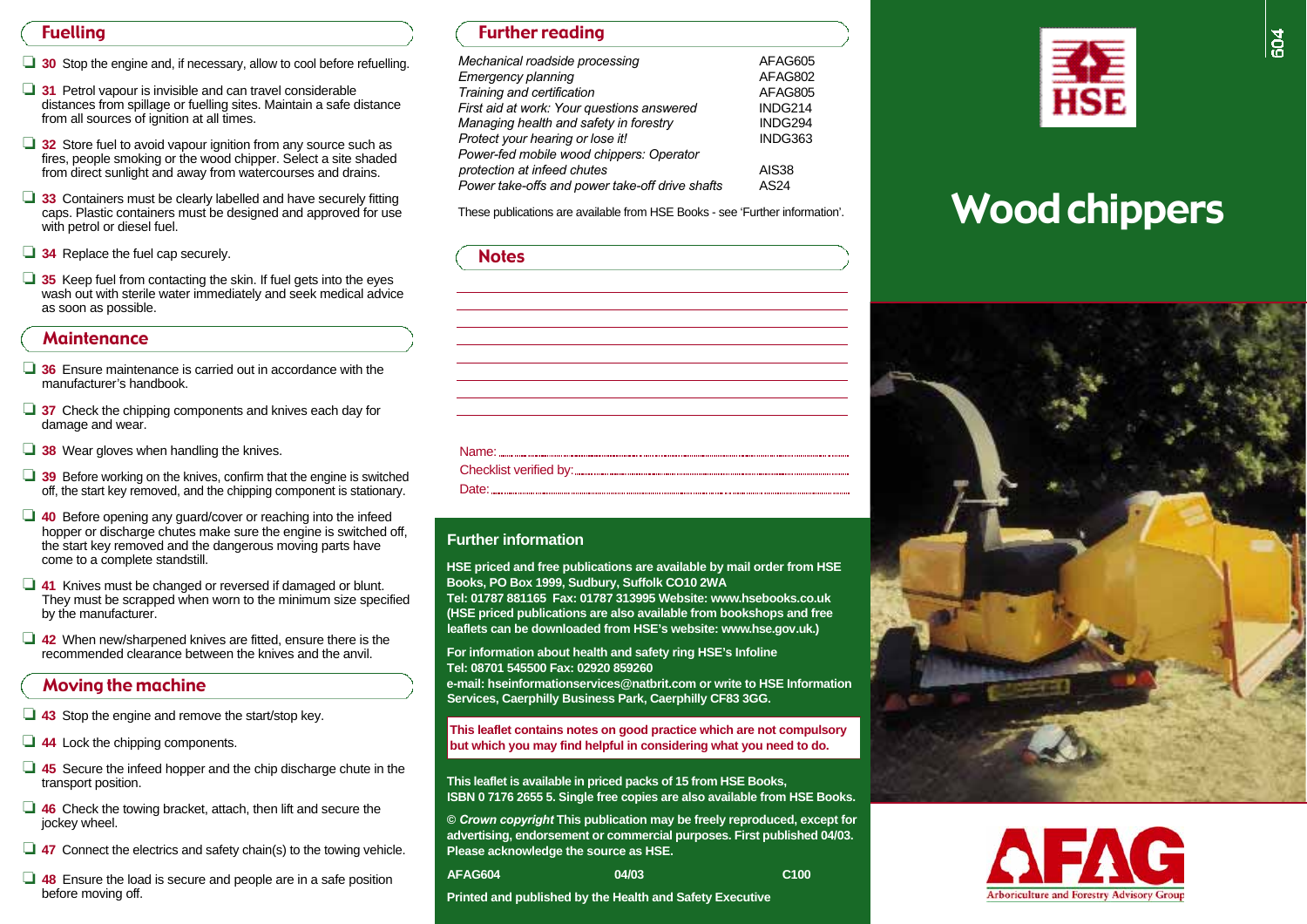## Fuelling

- ❑ **30** Stop the engine and, if necessary, allow to cool before refuelling.
- ❑ **31** Petrol vapour is invisible and can travel considerable distances from spillage or fuelling sites. Maintain a safe distance from all sources of ignition at all times.
- ❑ **32** Store fuel to avoid vapour ignition from any source such as fires, people smoking or the wood chipper. Select a site shaded from direct sunlight and away from watercourses and drains.
- ❑ **33** Containers must be clearly labelled and have securely fitting caps. Plastic containers must be designed and approved for use with petrol or diesel fuel.
- ❑ **34** Replace the fuel cap securely.
- ❑ **35** Keep fuel from contacting the skin. If fuel gets into the eyes wash out with sterile water immediately and seek medical advice as soon as possible.

## Maintenance

- ❑ **36** Ensure maintenance is carried out in accordance with the manufacturer's handbook.
- ❑ **37** Check the chipping components and knives each day for damage and wear.
- ❑ **38** Wear gloves when handling the knives.
- ❑ **39** Before working on the knives, confirm that the engine is switched off, the start key removed, and the chipping component is stationary.
- ❑ **40** Before opening any guard/cover or reaching into the infeed hopper or discharge chutes make sure the engine is switched off, the start key removed and the dangerous moving parts have come to a complete standstill.
- ❑ **41** Knives must be changed or reversed if damaged or blunt. They must be scrapped when worn to the minimum size specified by the manufacturer.
- ❑ **42** When new/sharpened knives are fitted, ensure there is the recommended clearance between the knives and the anvil.

## Moving the machine

- ❑ **43** Stop the engine and remove the start/stop key.
- ❑ **44** Lock the chipping components.
- ❑ **45** Secure the infeed hopper and the chip discharge chute in the transport position.
- ❑ **46** Check the towing bracket, attach, then lift and secure the jockey wheel.
- ❑ **47** Connect the electrics and safety chain(s) to the towing vehicle.
- ❑ **48** Ensure the load is secure and people are in a safe position before moving off.

## Further reading

| | |
|---|---|
| *Mechanical roadside processing* | AFAG605 |
| *Emergency planning* | AFAG802 |
| *Training and certification* | AFAG805 |
| *First aid at work: Your questions answered* | INDG214 |
| *Managing health and safety in forestry* | INDG294 |
| *Protect your hearing or lose it!* | INDG363 |
| *Power-fed mobile wood chippers: Operator protection at infeed chutes* | AIS38 |
| *Power take-offs and power take-off drive shafts* | AS24 |

These publications are available from HSE Books - see 'Further information'.

## Notes

Name: ..........

Checklist verified by: ..........

Date: ..........

## Further information

**HSE priced and free publications are available by mail order from HSE Books, PO Box 1999, Sudbury, Suffolk CO10 2WA**
**Tel: 01787 881165 Fax: 01787 313995 Website: www.hsebooks.co.uk (HSE priced publications are also available from bookshops and free leaflets can be downloaded from HSE's website: www.hse.gov.uk.)**

**For information about health and safety ring HSE's Infoline**
**Tel: 08701 545500 Fax: 02920 859260**
**e-mail: hseinformationservices@natbrit.com or write to HSE Information Services, Caerphilly Business Park, Caerphilly CF83 3GG.**

**This leaflet contains notes on good practice which are not compulsory but which you may find helpful in considering what you need to do.**

**This leaflet is available in priced packs of 15 from HSE Books, ISBN 0 7176 2655 5. Single free copies are also available from HSE Books.**

**© *Crown copyright* This publication may be freely reproduced, except for advertising, endorsement or commercial purposes. First published 04/03. Please acknowledge the source as HSE.**

**AFAG604 04/03 C100**

**Printed and published by the Health and Safety Executive**

HSE

# Wood chippers

AFAG Arboriculture and Forestry Advisory Group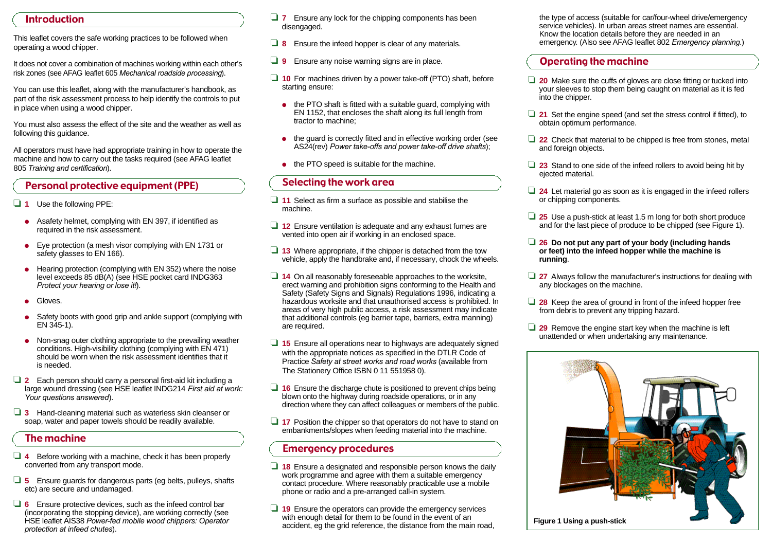## Introduction

This leaflet covers the safe working practices to be followed when operating a wood chipper.

It does not cover a combination of machines working within each other's risk zones (see AFAG leaflet 605 *Mechanical roadside processing*).

You can use this leaflet, along with the manufacturer's handbook, as part of the risk assessment process to help identify the controls to put in place when using a wood chipper.

You must also assess the effect of the site and the weather as well as following this guidance.

All operators must have had appropriate training in how to operate the machine and how to carry out the tasks required (see AFAG leaflet 805 *Training and certification*).

## Personal protective equipment (PPE)

- ❑ **1** Use the following PPE:
  - Asafety helmet, complying with EN 397, if identified as required in the risk assessment.
  - Eye protection (a mesh visor complying with EN 1731 or safety glasses to EN 166).
  - Hearing protection (complying with EN 352) where the noise level exceeds 85 dB(A) (see HSE pocket card INDG363 *Protect your hearing or lose it!*).
  - Gloves.
  - Safety boots with good grip and ankle support (complying with EN 345-1).
  - Non-snag outer clothing appropriate to the prevailing weather conditions. High-visibility clothing (complying with EN 471) should be worn when the risk assessment identifies that it is needed.
- ❑ **2** Each person should carry a personal first-aid kit including a large wound dressing (see HSE leaflet INDG214 *First aid at work: Your questions answered*).
- ❑ **3** Hand-cleaning material such as waterless skin cleanser or soap, water and paper towels should be readily available.

## The machine

- ❑ **4** Before working with a machine, check it has been properly converted from any transport mode.
- ❑ **5** Ensure guards for dangerous parts (eg belts, pulleys, shafts etc) are secure and undamaged.
- ❑ **6** Ensure protective devices, such as the infeed control bar (incorporating the stopping device), are working correctly (see HSE leaflet AIS38 *Power-fed mobile wood chippers: Operator protection at infeed chutes*).
- ❑ **7** Ensure any lock for the chipping components has been disengaged.
- ❑ **8** Ensure the infeed hopper is clear of any materials.
- ❑ **9** Ensure any noise warning signs are in place.
- ❑ **10** For machines driven by a power take-off (PTO) shaft, before starting ensure:
  - the PTO shaft is fitted with a suitable guard, complying with EN 1152, that encloses the shaft along its full length from tractor to machine;
  - the guard is correctly fitted and in effective working order (see AS24(rev) *Power take-offs and power take-off drive shafts*);
  - the PTO speed is suitable for the machine.

## Selecting the work area

- ❑ **11** Select as firm a surface as possible and stabilise the machine.
- ❑ **12** Ensure ventilation is adequate and any exhaust fumes are vented into open air if working in an enclosed space.
- ❑ **13** Where appropriate, if the chipper is detached from the tow vehicle, apply the handbrake and, if necessary, chock the wheels.
- ❑ **14** On all reasonably foreseeable approaches to the worksite, erect warning and prohibition signs conforming to the Health and Safety (Safety Signs and Signals) Regulations 1996, indicating a hazardous worksite and that unauthorised access is prohibited. In areas of very high public access, a risk assessment may indicate that additional controls (eg barrier tape, barriers, extra manning) are required.
- ❑ **15** Ensure all operations near to highways are adequately signed with the appropriate notices as specified in the DTLR Code of Practice *Safety at street works and road works* (available from The Stationery Office ISBN 0 11 551958 0).
- ❑ **16** Ensure the discharge chute is positioned to prevent chips being blown onto the highway during roadside operations, or in any direction where they can affect colleagues or members of the public.
- ❑ **17** Position the chipper so that operators do not have to stand on embankments/slopes when feeding material into the machine.

## Emergency procedures

- ❑ **18** Ensure a designated and responsible person knows the daily work programme and agree with them a suitable emergency contact procedure. Where reasonably practicable use a mobile phone or radio and a pre-arranged call-in system.
- ❑ **19** Ensure the operators can provide the emergency services with enough detail for them to be found in the event of an accident, eg the grid reference, the distance from the main road, the type of access (suitable for car/four-wheel drive/emergency service vehicles). In urban areas street names are essential. Know the location details before they are needed in an emergency. (Also see AFAG leaflet 802 *Emergency planning*.)

## Operating the machine

- ❑ **20** Make sure the cuffs of gloves are close fitting or tucked into your sleeves to stop them being caught on material as it is fed into the chipper.
- ❑ **21** Set the engine speed (and set the stress control if fitted), to obtain optimum performance.
- ❑ **22** Check that material to be chipped is free from stones, metal and foreign objects.
- ❑ **23** Stand to one side of the infeed rollers to avoid being hit by ejected material.
- ❑ **24** Let material go as soon as it is engaged in the infeed rollers or chipping components.
- ❑ **25** Use a push-stick at least 1.5 m long for both short produce and for the last piece of produce to be chipped (see Figure 1).
- ❑ **26** **Do not put any part of your body (including hands or feet) into the infeed hopper while the machine is running**.
- ❑ **27** Always follow the manufacturer's instructions for dealing with any blockages on the machine.
- ❑ **28** Keep the area of ground in front of the infeed hopper free from debris to prevent any tripping hazard.
- ❑ **29** Remove the engine start key when the machine is left unattended or when undertaking any maintenance.

**Figure 1 Using a push-stick**